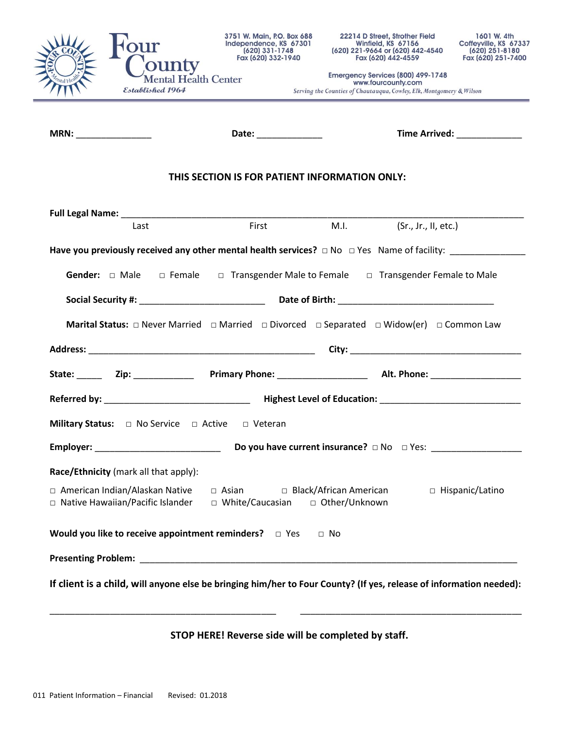# Four County Mental Health Center

*Established 1964*

3751 W. Main, P.O. Box 688
Independence, KS 67301
(620) 331-1748
Fax (620) 332-1940

22214 D Street, Strother Field
Winfield, KS 67156
(620) 221-9664 or (620) 442-4540
Fax (620) 442-4559

1601 W. 4th
Coffeyville, KS 67337
(620) 251-8180
Fax (620) 251-7400

Emergency Services (800) 499-1748
www.fourcounty.com
*Serving the Counties of Chautauqua, Cowley, Elk, Montgomery & Wilson*

---

**MRN:** _______________ **Date:** _____________ **Time Arrived:** _____________

## THIS SECTION IS FOR PATIENT INFORMATION ONLY:

**Full Legal Name:** ___________________________________________________________________________
Last First M.I. (Sr., Jr., II, etc.)

**Have you previously received any other mental health services?** □ No □ Yes Name of facility: _______________

**Gender:** □ Male □ Female □ Transgender Male to Female □ Transgender Female to Male

**Social Security #:** _________________________ **Date of Birth:** ________________________________

**Marital Status:** □ Never Married □ Married □ Divorced □ Separated □ Widow(er) □ Common Law

**Address:** _______________________________________________ **City:** __________________________________

**State:** _____ **Zip:** ____________ **Primary Phone:** __________________ **Alt. Phone:** __________________

**Referred by:** ______________________________ **Highest Level of Education:** ____________________________

**Military Status:** □ No Service □ Active □ Veteran

**Employer:** __________________________ **Do you have current insurance?** □ No □ Yes: __________________

**Race/Ethnicity** (mark all that apply):

□ American Indian/Alaskan Native □ Asian □ Black/African American □ Hispanic/Latino
□ Native Hawaiian/Pacific Islander □ White/Caucasian □ Other/Unknown

**Would you like to receive appointment reminders?** □ Yes □ No

**Presenting Problem:** ________________________________________________________________________________

**If client is a child, will anyone else be bringing him/her to Four County? (If yes, release of information needed):**

_______________________________________________ _______________________________________________

**STOP HERE! Reverse side will be completed by staff.**

011 Patient Information – Financial Revised: 01.2018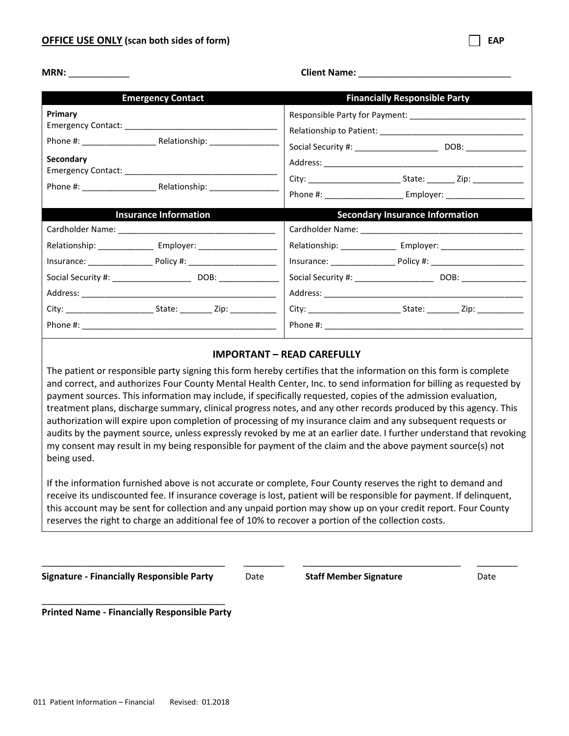**OFFICE USE ONLY (scan both sides of form)** ☐ **EAP**

**MRN:** ____________ **Client Name:** ______________________________

| Emergency Contact | Financially Responsible Party |
|---|---|
| **Primary** | Responsible Party for Payment: _________________________ |
| Emergency Contact: _________________________________ | Relationship to Patient: _______________________________ |
| Phone #: ________________ Relationship: _______________ | Social Security #: __________________ DOB: _____________ |
| **Secondary** | Address: _____________________________________________ |
| Emergency Contact: _________________________________ | City: ____________________ State: ______ Zip: ___________ |
| Phone #: ________________ Relationship: _______________ | Phone #: _________________ Employer: _________________ |

| Insurance Information | Secondary Insurance Information |
|---|---|
| Cardholder Name: __________________________________ | Cardholder Name: ___________________________________ |
| Relationship: ____________ Employer: _________________ | Relationship: ____________ Employer: __________________ |
| Insurance: ______________ Policy #: ___________________ | Insurance: ______________ Policy #: ____________________ |
| Social Security #: _________________ DOB: _____________ | Social Security #: _________________ DOB: ______________ |
| Address: ___________________________________________ | Address: ____________________________________________ |
| City: ___________________ State: _______ Zip: __________ | City: ____________________ State: _______ Zip: __________ |
| Phone #: ___________________________________________ | Phone #: ____________________________________________ |

## IMPORTANT – READ CAREFULLY

The patient or responsible party signing this form hereby certifies that the information on this form is complete and correct, and authorizes Four County Mental Health Center, Inc. to send information for billing as requested by payment sources. This information may include, if specifically requested, copies of the admission evaluation, treatment plans, discharge summary, clinical progress notes, and any other records produced by this agency. This authorization will expire upon completion of processing of my insurance claim and any subsequent requests or audits by the payment source, unless expressly revoked by me at an earlier date. I further understand that revoking my consent may result in my being responsible for payment of the claim and the above payment source(s) not being used.

If the information furnished above is not accurate or complete, Four County reserves the right to demand and receive its undiscounted fee. If insurance coverage is lost, patient will be responsible for payment. If delinquent, this account may be sent for collection and any unpaid portion may show up on your credit report. Four County reserves the right to charge an additional fee of 10% to recover a portion of the collection costs.

_____________________________________ ________ ________________________________ ________

**Signature - Financially Responsible Party** Date **Staff Member Signature** Date

_____________________________________

**Printed Name - Financially Responsible Party**

011 Patient Information – Financial Revised: 01.2018